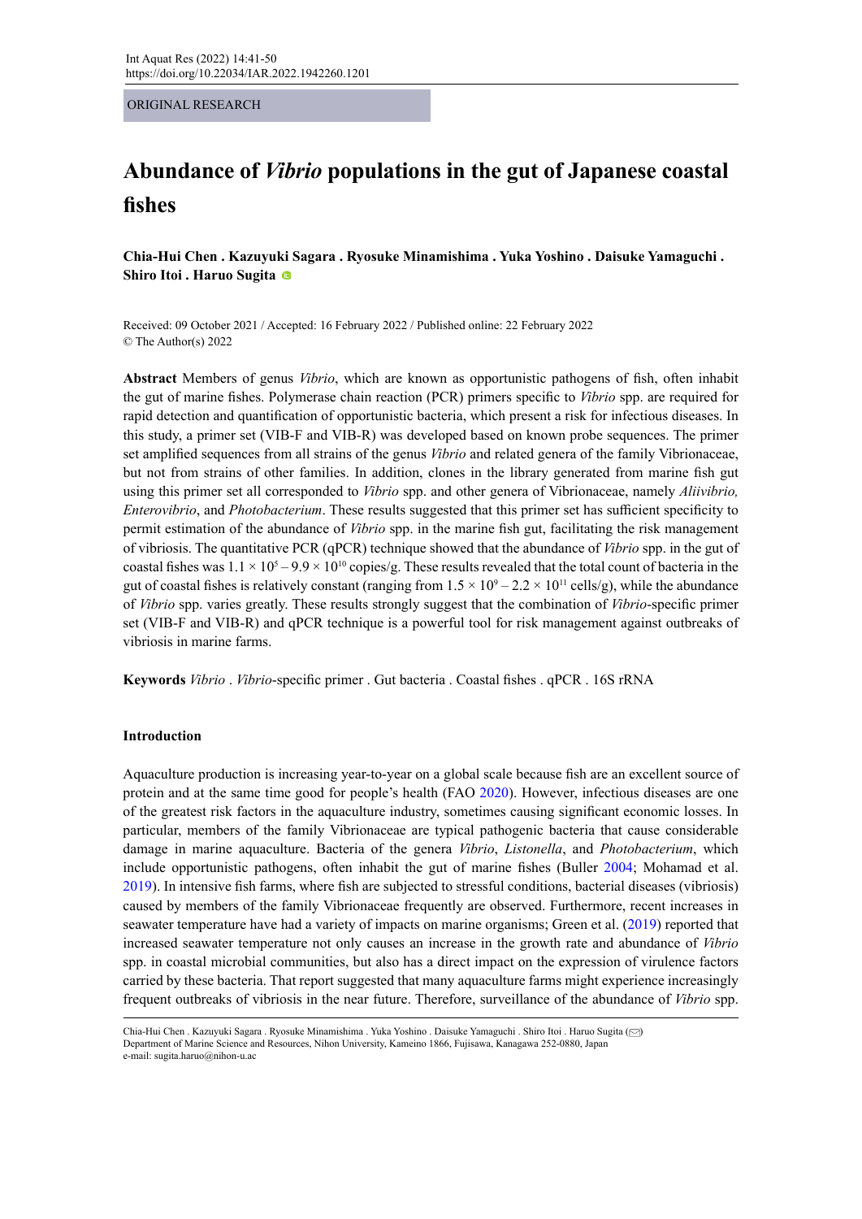ORIGINAL RESEARCH

# Abundance of *Vibrio* populations in the gut of Japanese coastal fishes

**Chia-Hui Chen . Kazuyuki Sagara . Ryosuke Minamishima . Yuka Yoshino . Daisuke Yamaguchi . Shiro Itoi . Haruo Sugita**

Received: 09 October 2021 / Accepted: 16 February 2022 / Published online: 22 February 2022
© The Author(s) 2022

**Abstract** Members of genus *Vibrio*, which are known as opportunistic pathogens of fish, often inhabit the gut of marine fishes. Polymerase chain reaction (PCR) primers specific to *Vibrio* spp. are required for rapid detection and quantification of opportunistic bacteria, which present a risk for infectious diseases. In this study, a primer set (VIB-F and VIB-R) was developed based on known probe sequences. The primer set amplified sequences from all strains of the genus *Vibrio* and related genera of the family Vibrionaceae, but not from strains of other families. In addition, clones in the library generated from marine fish gut using this primer set all corresponded to *Vibrio* spp. and other genera of Vibrionaceae, namely *Aliivibrio, Enterovibrio*, and *Photobacterium*. These results suggested that this primer set has sufficient specificity to permit estimation of the abundance of *Vibrio* spp. in the marine fish gut, facilitating the risk management of vibriosis. The quantitative PCR (qPCR) technique showed that the abundance of *Vibrio* spp. in the gut of coastal fishes was $1.1 \times 10^{5} – 9.9 \times 10^{10}$ copies/g. These results revealed that the total count of bacteria in the gut of coastal fishes is relatively constant (ranging from $1.5 \times 10^{9} – 2.2 \times 10^{11}$ cells/g), while the abundance of *Vibrio* spp. varies greatly. These results strongly suggest that the combination of *Vibrio*-specific primer set (VIB-F and VIB-R) and qPCR technique is a powerful tool for risk management against outbreaks of vibriosis in marine farms.

**Keywords** *Vibrio* . *Vibrio*-specific primer . Gut bacteria . Coastal fishes . qPCR . 16S rRNA

## Introduction

Aquaculture production is increasing year-to-year on a global scale because fish are an excellent source of protein and at the same time good for people's health (FAO 2020). However, infectious diseases are one of the greatest risk factors in the aquaculture industry, sometimes causing significant economic losses. In particular, members of the family Vibrionaceae are typical pathogenic bacteria that cause considerable damage in marine aquaculture. Bacteria of the genera *Vibrio*, *Listonella*, and *Photobacterium*, which include opportunistic pathogens, often inhabit the gut of marine fishes (Buller 2004; Mohamad et al. 2019). In intensive fish farms, where fish are subjected to stressful conditions, bacterial diseases (vibriosis) caused by members of the family Vibrionaceae frequently are observed. Furthermore, recent increases in seawater temperature have had a variety of impacts on marine organisms; Green et al. (2019) reported that increased seawater temperature not only causes an increase in the growth rate and abundance of *Vibrio* spp. in coastal microbial communities, but also has a direct impact on the expression of virulence factors carried by these bacteria. That report suggested that many aquaculture farms might experience increasingly frequent outbreaks of vibriosis in the near future. Therefore, surveillance of the abundance of *Vibrio* spp.

---

Chia-Hui Chen . Kazuyuki Sagara . Ryosuke Minamishima . Yuka Yoshino . Daisuke Yamaguchi . Shiro Itoi . Haruo Sugita (✉)
Department of Marine Science and Resources, Nihon University, Kameino 1866, Fujisawa, Kanagawa 252-0880, Japan
e-mail: sugita.haruo@nihon-u.ac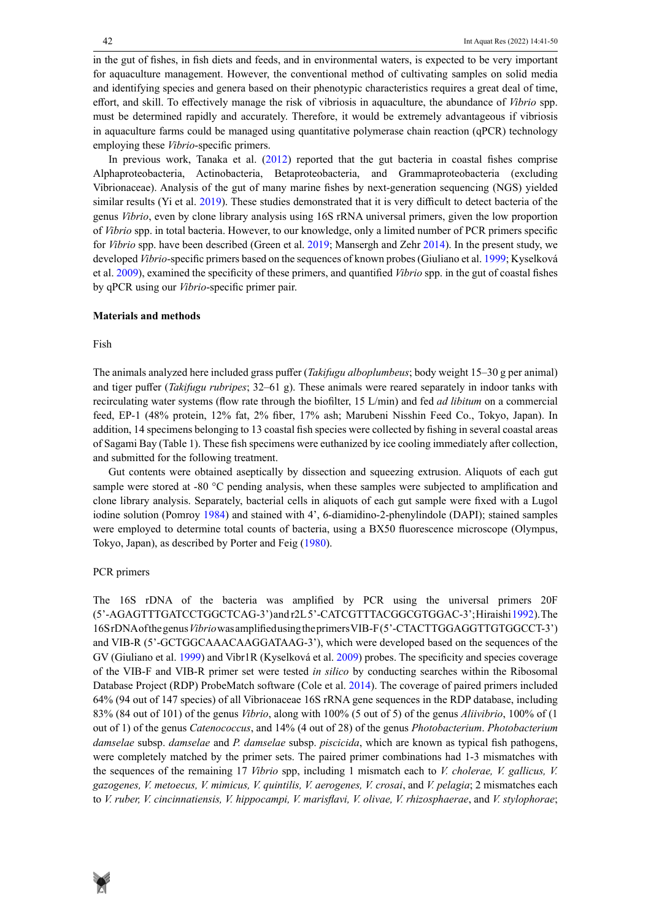in the gut of fishes, in fish diets and feeds, and in environmental waters, is expected to be very important for aquaculture management. However, the conventional method of cultivating samples on solid media and identifying species and genera based on their phenotypic characteristics requires a great deal of time, effort, and skill. To effectively manage the risk of vibriosis in aquaculture, the abundance of *Vibrio* spp. must be determined rapidly and accurately. Therefore, it would be extremely advantageous if vibriosis in aquaculture farms could be managed using quantitative polymerase chain reaction (qPCR) technology employing these *Vibrio*-specific primers.

In previous work, Tanaka et al. (2012) reported that the gut bacteria in coastal fishes comprise Alphaproteobacteria, Actinobacteria, Betaproteobacteria, and Grammaproteobacteria (excluding Vibrionaceae). Analysis of the gut of many marine fishes by next-generation sequencing (NGS) yielded similar results (Yi et al. 2019). These studies demonstrated that it is very difficult to detect bacteria of the genus *Vibrio*, even by clone library analysis using 16S rRNA universal primers, given the low proportion of *Vibrio* spp. in total bacteria. However, to our knowledge, only a limited number of PCR primers specific for *Vibrio* spp. have been described (Green et al. 2019; Mansergh and Zehr 2014). In the present study, we developed *Vibrio*-specific primers based on the sequences of known probes (Giuliano et al. 1999; Kyselková et al. 2009), examined the specificity of these primers, and quantified *Vibrio* spp. in the gut of coastal fishes by qPCR using our *Vibrio*-specific primer pair.

## Materials and methods

### Fish

The animals analyzed here included grass puffer (*Takifugu alboplumbeus*; body weight 15–30 g per animal) and tiger puffer (*Takifugu rubripes*; 32–61 g). These animals were reared separately in indoor tanks with recirculating water systems (flow rate through the biofilter, 15 L/min) and fed *ad libitum* on a commercial feed, EP-1 (48% protein, 12% fat, 2% fiber, 17% ash; Marubeni Nisshin Feed Co., Tokyo, Japan). In addition, 14 specimens belonging to 13 coastal fish species were collected by fishing in several coastal areas of Sagami Bay (Table 1). These fish specimens were euthanized by ice cooling immediately after collection, and submitted for the following treatment.

Gut contents were obtained aseptically by dissection and squeezing extrusion. Aliquots of each gut sample were stored at -80 °C pending analysis, when these samples were subjected to amplification and clone library analysis. Separately, bacterial cells in aliquots of each gut sample were fixed with a Lugol iodine solution (Pomroy 1984) and stained with 4', 6-diamidino-2-phenylindole (DAPI); stained samples were employed to determine total counts of bacteria, using a BX50 fluorescence microscope (Olympus, Tokyo, Japan), as described by Porter and Feig (1980).

### PCR primers

The 16S rDNA of the bacteria was amplified by PCR using the universal primers 20F (5'-AGAGTTTGATCCTGGCTCAG-3') and r2L 5'-CATCGTTTACGGCGTGGAC-3'; Hiraishi 1992). The 16S rDNA of the genus *Vibrio* was amplified using the primers VIB-F (5'-CTACTTGGAGGTTGTGGCCT-3') and VIB-R (5'-GCTGGCAAACAAGGATAAG-3'), which were developed based on the sequences of the GV (Giuliano et al. 1999) and Vibr1R (Kyselková et al. 2009) probes. The specificity and species coverage of the VIB-F and VIB-R primer set were tested *in silico* by conducting searches within the Ribosomal Database Project (RDP) ProbeMatch software (Cole et al. 2014). The coverage of paired primers included 64% (94 out of 147 species) of all Vibrionaceae 16S rRNA gene sequences in the RDP database, including 83% (84 out of 101) of the genus *Vibrio*, along with 100% (5 out of 5) of the genus *Aliivibrio*, 100% of (1 out of 1) of the genus *Catenococcus*, and 14% (4 out of 28) of the genus *Photobacterium*. *Photobacterium damselae* subsp. *damselae* and *P. damselae* subsp. *piscicida*, which are known as typical fish pathogens, were completely matched by the primer sets. The paired primer combinations had 1-3 mismatches with the sequences of the remaining 17 *Vibrio* spp, including 1 mismatch each to *V. cholerae, V. gallicus, V. gazogenes, V. metoecus, V. mimicus, V. quintilis, V. aerogenes, V. crosai*, and *V. pelagia*; 2 mismatches each to *V. ruber, V. cincinnatiensis, V. hippocampi, V. marisflavi, V. olivae, V. rhizosphaerae*, and *V. stylophorae*;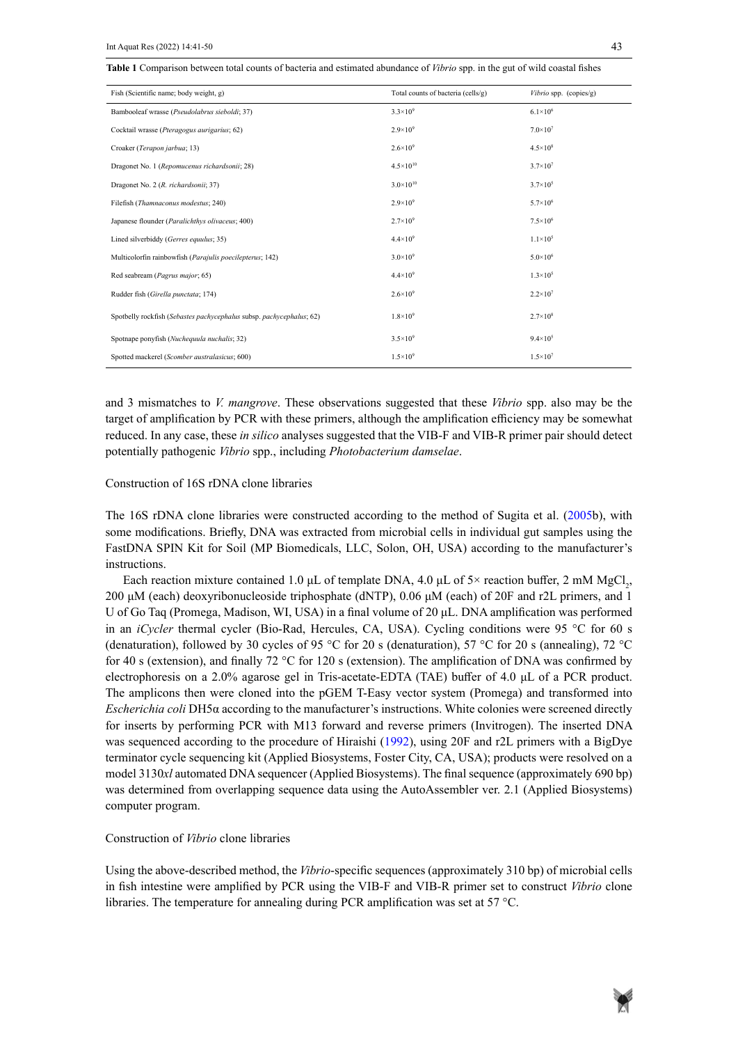**Table 1** Comparison between total counts of bacteria and estimated abundance of *Vibrio* spp. in the gut of wild coastal fishes

| Fish (Scientific name; body weight, g) | Total counts of bacteria (cells/g) | *Vibrio* spp. (copies/g) |
|---|---|---|
| Bambooleaf wrasse (*Pseudolabrus sieboldi*; 37) | $3.3\times10^{9}$ | $6.1\times10^{6}$ |
| Cocktail wrasse (*Pteragogus aurigarius*; 62) | $2.9\times10^{9}$ | $7.0\times10^{7}$ |
| Croaker (*Terapon jarbua*; 13) | $2.6\times10^{9}$ | $4.5\times10^{8}$ |
| Dragonet No. 1 (*Repomucenus richardsonii*; 28) | $4.5\times10^{10}$ | $3.7\times10^{7}$ |
| Dragonet No. 2 (*R. richardsonii*; 37) | $3.0\times10^{10}$ | $3.7\times10^{5}$ |
| Filefish (*Thamnaconus modestus*; 240) | $2.9\times10^{9}$ | $5.7\times10^{6}$ |
| Japanese flounder (*Paralichthys olivaceus*; 400) | $2.7\times10^{9}$ | $7.5\times10^{6}$ |
| Lined silverbiddy (*Gerres equulus*; 35) | $4.4\times10^{9}$ | $1.1\times10^{5}$ |
| Multicolorfin rainbowfish (*Parajulis poecilepterus*; 142) | $3.0\times10^{9}$ | $5.0\times10^{6}$ |
| Red seabream (*Pagrus major*; 65) | $4.4\times10^{9}$ | $1.3\times10^{5}$ |
| Rudder fish (*Girella punctata*; 174) | $2.6\times10^{9}$ | $2.2\times10^{7}$ |
| Spotbelly rockfish (*Sebastes pachycephalus* subsp. *pachycephalus*; 62) | $1.8\times10^{9}$ | $2.7\times10^{8}$ |
| Spotnape ponyfish (*Nuchequula nuchalis*; 32) | $3.5\times10^{9}$ | $9.4\times10^{5}$ |
| Spotted mackerel (*Scomber australasicus*; 600) | $1.5\times10^{9}$ | $1.5\times10^{7}$ |

and 3 mismatches to *V. mangrove*. These observations suggested that these *Vibrio* spp. also may be the target of amplification by PCR with these primers, although the amplification efficiency may be somewhat reduced. In any case, these *in silico* analyses suggested that the VIB-F and VIB-R primer pair should detect potentially pathogenic *Vibrio* spp., including *Photobacterium damselae*.

### Construction of 16S rDNA clone libraries

The 16S rDNA clone libraries were constructed according to the method of Sugita et al. (2005b), with some modifications. Briefly, DNA was extracted from microbial cells in individual gut samples using the FastDNA SPIN Kit for Soil (MP Biomedicals, LLC, Solon, OH, USA) according to the manufacturer's instructions.

Each reaction mixture contained 1.0 µL of template DNA, 4.0 µL of 5× reaction buffer, 2 mM $MgCl_2$, 200 µM (each) deoxyribonucleoside triphosphate (dNTP), 0.06 µM (each) of 20F and r2L primers, and 1 U of Go Taq (Promega, Madison, WI, USA) in a final volume of 20 µL. DNA amplification was performed in an *iCycler* thermal cycler (Bio-Rad, Hercules, CA, USA). Cycling conditions were 95 °C for 60 s (denaturation), followed by 30 cycles of 95 °C for 20 s (denaturation), 57 °C for 20 s (annealing), 72 °C for 40 s (extension), and finally 72 °C for 120 s (extension). The amplification of DNA was confirmed by electrophoresis on a 2.0% agarose gel in Tris-acetate-EDTA (TAE) buffer of 4.0 µL of a PCR product. The amplicons then were cloned into the pGEM T-Easy vector system (Promega) and transformed into *Escherichia coli* DH5α according to the manufacturer's instructions. White colonies were screened directly for inserts by performing PCR with M13 forward and reverse primers (Invitrogen). The inserted DNA was sequenced according to the procedure of Hiraishi (1992), using 20F and r2L primers with a BigDye terminator cycle sequencing kit (Applied Biosystems, Foster City, CA, USA); products were resolved on a model 3130*xl* automated DNA sequencer (Applied Biosystems). The final sequence (approximately 690 bp) was determined from overlapping sequence data using the AutoAssembler ver. 2.1 (Applied Biosystems) computer program.

### Construction of *Vibrio* clone libraries

Using the above-described method, the *Vibrio*-specific sequences (approximately 310 bp) of microbial cells in fish intestine were amplified by PCR using the VIB-F and VIB-R primer set to construct *Vibrio* clone libraries. The temperature for annealing during PCR amplification was set at 57 °C.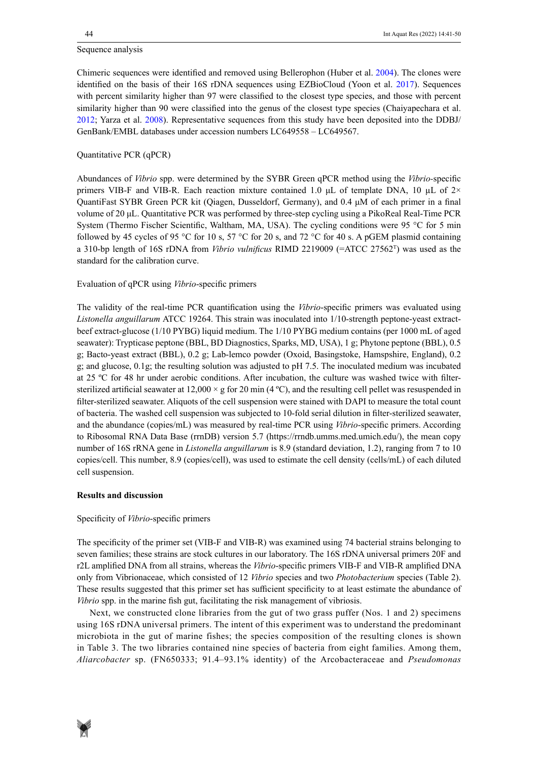Sequence analysis

Chimeric sequences were identified and removed using Bellerophon (Huber et al. 2004). The clones were identified on the basis of their 16S rDNA sequences using EZBioCloud (Yoon et al. 2017). Sequences with percent similarity higher than 97 were classified to the closest type species, and those with percent similarity higher than 90 were classified into the genus of the closest type species (Chaiyapechara et al. 2012; Yarza et al. 2008). Representative sequences from this study have been deposited into the DDBJ/GenBank/EMBL databases under accession numbers LC649558 – LC649567.

Quantitative PCR (qPCR)

Abundances of *Vibrio* spp. were determined by the SYBR Green qPCR method using the *Vibrio*-specific primers VIB-F and VIB-R. Each reaction mixture contained 1.0 μL of template DNA, 10 μL of 2× QuantiFast SYBR Green PCR kit (Qiagen, Dusseldorf, Germany), and 0.4 μM of each primer in a final volume of 20 μL. Quantitative PCR was performed by three-step cycling using a PikoReal Real-Time PCR System (Thermo Fischer Scientific, Waltham, MA, USA). The cycling conditions were 95 °C for 5 min followed by 45 cycles of 95 °C for 10 s, 57 °C for 20 s, and 72 °C for 40 s. A pGEM plasmid containing a 310-bp length of 16S rDNA from *Vibrio vulnificus* RIMD 2219009 (=ATCC 27562$^{T}$) was used as the standard for the calibration curve.

Evaluation of qPCR using *Vibrio*-specific primers

The validity of the real-time PCR quantification using the *Vibrio*-specific primers was evaluated using *Listonella anguillarum* ATCC 19264. This strain was inoculated into 1/10-strength peptone-yeast extract-beef extract-glucose (1/10 PYBG) liquid medium. The 1/10 PYBG medium contains (per 1000 mL of aged seawater): Trypticase peptone (BBL, BD Diagnostics, Sparks, MD, USA), 1 g; Phytone peptone (BBL), 0.5 g; Bacto-yeast extract (BBL), 0.2 g; Lab-lemco powder (Oxoid, Basingstoke, Hamspshire, England), 0.2 g; and glucose, 0.1g; the resulting solution was adjusted to pH 7.5. The inoculated medium was incubated at 25 ºC for 48 hr under aerobic conditions. After incubation, the culture was washed twice with filter-sterilized artificial seawater at 12,000 × g for 20 min (4 ºC), and the resulting cell pellet was resuspended in filter-sterilized seawater. Aliquots of the cell suspension were stained with DAPI to measure the total count of bacteria. The washed cell suspension was subjected to 10-fold serial dilution in filter-sterilized seawater, and the abundance (copies/mL) was measured by real-time PCR using *Vibrio*-specific primers. According to Ribosomal RNA Data Base (rrnDB) version 5.7 (https://rrndb.umms.med.umich.edu/), the mean copy number of 16S rRNA gene in *Listonella anguillarum* is 8.9 (standard deviation, 1.2), ranging from 7 to 10 copies/cell. This number, 8.9 (copies/cell), was used to estimate the cell density (cells/mL) of each diluted cell suspension.

## Results and discussion

Specificity of *Vibrio*-specific primers

The specificity of the primer set (VIB-F and VIB-R) was examined using 74 bacterial strains belonging to seven families; these strains are stock cultures in our laboratory. The 16S rDNA universal primers 20F and r2L amplified DNA from all strains, whereas the *Vibrio*-specific primers VIB-F and VIB-R amplified DNA only from Vibrionaceae, which consisted of 12 *Vibrio* species and two *Photobacterium* species (Table 2). These results suggested that this primer set has sufficient specificity to at least estimate the abundance of *Vibrio* spp. in the marine fish gut, facilitating the risk management of vibriosis.

Next, we constructed clone libraries from the gut of two grass puffer (Nos. 1 and 2) specimens using 16S rDNA universal primers. The intent of this experiment was to understand the predominant microbiota in the gut of marine fishes; the species composition of the resulting clones is shown in Table 3. The two libraries contained nine species of bacteria from eight families. Among them, *Aliarcobacter* sp. (FN650333; 91.4–93.1% identity) of the Arcobacteraceae and *Pseudomonas*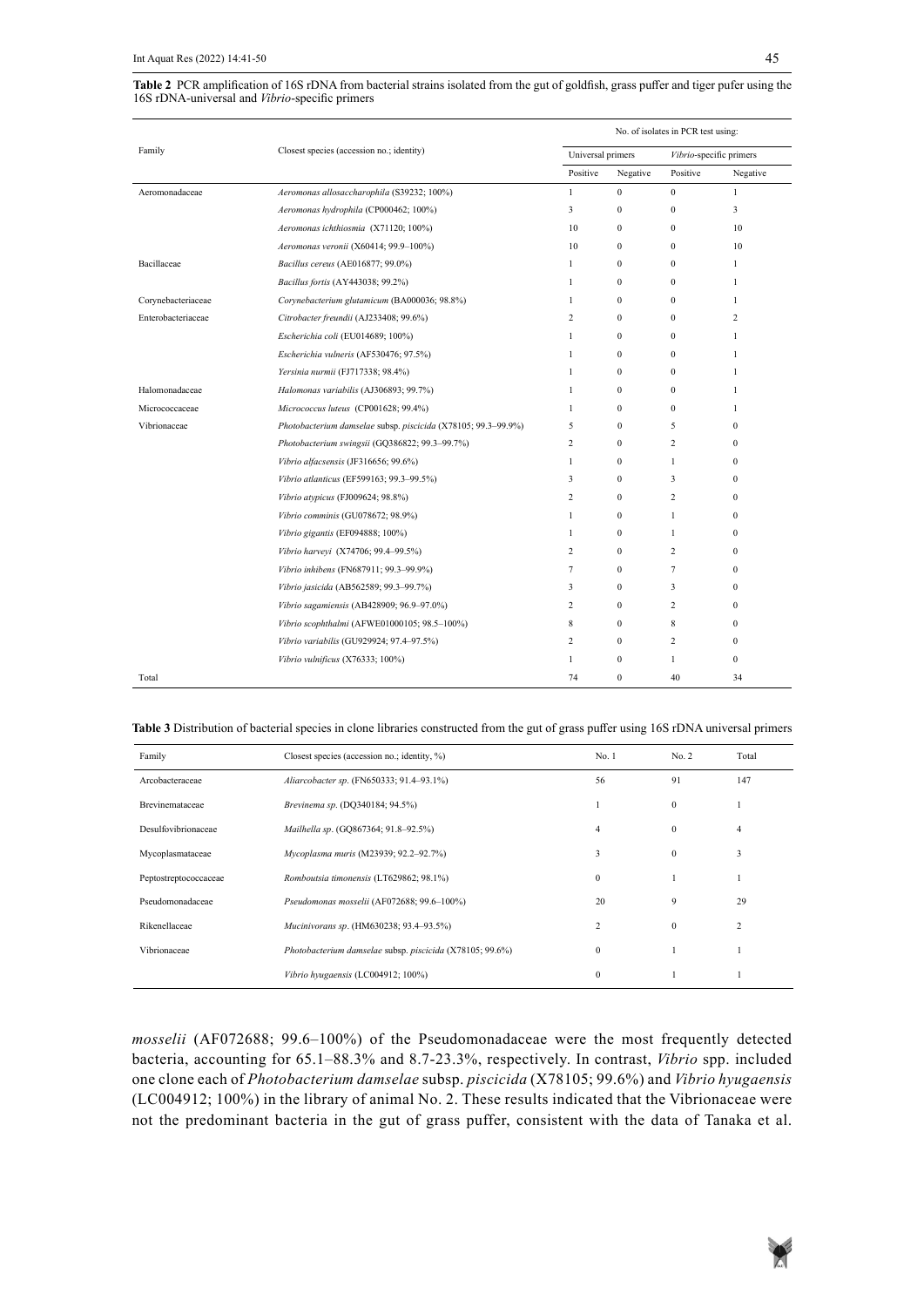**Table 2** PCR amplification of 16S rDNA from bacterial strains isolated from the gut of goldfish, grass puffer and tiger pufer using the 16S rDNA-universal and *Vibrio*-specific primers

| Family | Closest species (accession no.; identity) | No. of isolates in PCR test using: | | | |
|---|---|---|---|---|---|
| | | Universal primers | | *Vibrio*-specific primers | |
| | | Positive | Negative | Positive | Negative |
| Aeromonadaceae | *Aeromonas allosaccharophila* (S39232; 100%) | 1 | 0 | 0 | 1 |
| | *Aeromonas hydrophila* (CP000462; 100%) | 3 | 0 | 0 | 3 |
| | *Aeromonas ichthiosmia* (X71120; 100%) | 10 | 0 | 0 | 10 |
| | *Aeromonas veronii* (X60414; 99.9–100%) | 10 | 0 | 0 | 10 |
| Bacillaceae | *Bacillus cereus* (AE016877; 99.0%) | 1 | 0 | 0 | 1 |
| | *Bacillus fortis* (AY443038; 99.2%) | 1 | 0 | 0 | 1 |
| Corynebacteriaceae | *Corynebacterium glutamicum* (BA000036; 98.8%) | 1 | 0 | 0 | 1 |
| Enterobacteriaceae | *Citrobacter freundii* (AJ233408; 99.6%) | 2 | 0 | 0 | 2 |
| | *Escherichia coli* (EU014689; 100%) | 1 | 0 | 0 | 1 |
| | *Escherichia vulneris* (AF530476; 97.5%) | 1 | 0 | 0 | 1 |
| | *Yersinia nurmii* (FJ717338; 98.4%) | 1 | 0 | 0 | 1 |
| Halomonadaceae | *Halomonas variabilis* (AJ306893; 99.7%) | 1 | 0 | 0 | 1 |
| Micrococcaceae | *Micrococcus luteus* (CP001628; 99.4%) | 1 | 0 | 0 | 1 |
| Vibrionaceae | *Photobacterium damselae* subsp. *piscicida* (X78105; 99.3–99.9%) | 5 | 0 | 5 | 0 |
| | *Photobacterium swingsii* (GQ386822; 99.3–99.7%) | 2 | 0 | 2 | 0 |
| | *Vibrio alfacsensis* (JF316656; 99.6%) | 1 | 0 | 1 | 0 |
| | *Vibrio atlanticus* (EF599163; 99.3–99.5%) | 3 | 0 | 3 | 0 |
| | *Vibrio atypicus* (FJ009624; 98.8%) | 2 | 0 | 2 | 0 |
| | *Vibrio comminis* (GU078672; 98.9%) | 1 | 0 | 1 | 0 |
| | *Vibrio gigantis* (EF094888; 100%) | 1 | 0 | 1 | 0 |
| | *Vibrio harveyi* (X74706; 99.4–99.5%) | 2 | 0 | 2 | 0 |
| | *Vibrio inhibens* (FN687911; 99.3–99.9%) | 7 | 0 | 7 | 0 |
| | *Vibrio jasicida* (AB562589; 99.3–99.7%) | 3 | 0 | 3 | 0 |
| | *Vibrio sagamiensis* (AB428909; 96.9–97.0%) | 2 | 0 | 2 | 0 |
| | *Vibrio scophthalmi* (AFWE01000105; 98.5–100%) | 8 | 0 | 8 | 0 |
| | *Vibrio variabilis* (GU929924; 97.4–97.5%) | 2 | 0 | 2 | 0 |
| | *Vibrio vulnificus* (X76333; 100%) | 1 | 0 | 1 | 0 |
| Total | | 74 | 0 | 40 | 34 |

**Table 3** Distribution of bacterial species in clone libraries constructed from the gut of grass puffer using 16S rDNA universal primers

| Family | Closest species (accession no.; identity, %) | No. 1 | No. 2 | Total |
|---|---|---|---|---|
| Arcobacteraceae | *Aliarcobacter sp*. (FN650333; 91.4–93.1%) | 56 | 91 | 147 |
| Brevinemataceae | *Brevinema sp*. (DQ340184; 94.5%) | 1 | 0 | 1 |
| Desulfovibrionaceae | *Mailhella sp*. (GQ867364; 91.8–92.5%) | 4 | 0 | 4 |
| Mycoplasmataceae | *Mycoplasma muris* (M23939; 92.2–92.7%) | 3 | 0 | 3 |
| Peptostreptococcaceae | *Romboutsia timonensis* (LT629862; 98.1%) | 0 | 1 | 1 |
| Pseudomonadaceae | *Pseudomonas mosselii* (AF072688; 99.6–100%) | 20 | 9 | 29 |
| Rikenellaceae | *Mucinivorans sp*. (HM630238; 93.4–93.5%) | 2 | 0 | 2 |
| Vibrionaceae | *Photobacterium damselae* subsp. *piscicida* (X78105; 99.6%) | 0 | 1 | 1 |
| | *Vibrio hyugaensis* (LC004912; 100%) | 0 | 1 | 1 |

*mosselii* (AF072688; 99.6–100%) of the Pseudomonadaceae were the most frequently detected bacteria, accounting for 65.1–88.3% and 8.7-23.3%, respectively. In contrast, *Vibrio* spp. included one clone each of *Photobacterium damselae* subsp. *piscicida* (X78105; 99.6%) and *Vibrio hyugaensis* (LC004912; 100%) in the library of animal No. 2. These results indicated that the Vibrionaceae were not the predominant bacteria in the gut of grass puffer, consistent with the data of Tanaka et al.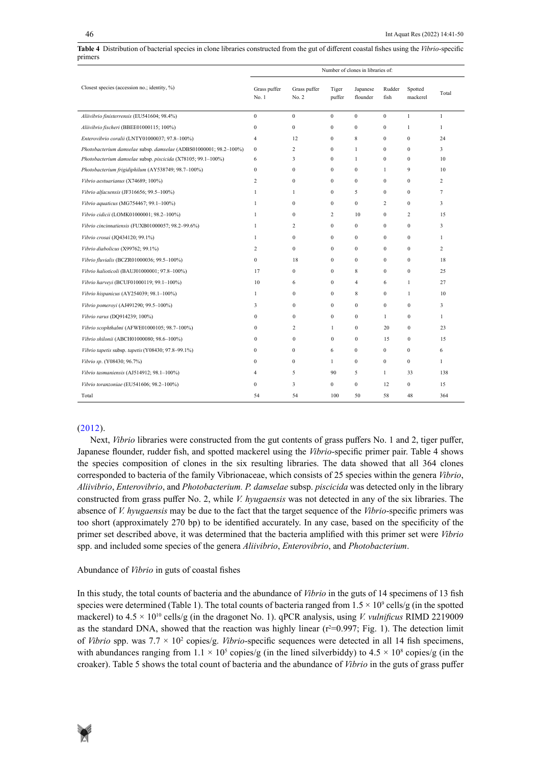**Table 4** Distribution of bacterial species in clone libraries constructed from the gut of different coastal fishes using the *Vibrio*-specific primers

| Closest species (accession no.; identity, %) | Number of clones in libraries of: | | | | | | |
|---|---|---|---|---|---|---|---|
| | Grass puffer No. 1 | Grass puffer No. 2 | Tiger puffer | Japanese flounder | Rudder fish | Spotted mackerel | Total |
| *Aliivibrio finisterrensis* (EU541604; 98.4%) | 0 | 0 | 0 | 0 | 0 | 1 | 1 |
| *Aliivibrio fischeri* (BBEE01000115; 100%) | 0 | 0 | 0 | 0 | 0 | 1 | 1 |
| *Enterovibrio coralii* (LNTY01000037; 97.8–100%) | 4 | 12 | 0 | 8 | 0 | 0 | 24 |
| *Photobacterium damselae* subsp. *damselae* (ADBS01000001; 98.2–100%) | 0 | 2 | 0 | 1 | 0 | 0 | 3 |
| *Photobacterium damselae* subsp. *piscicida* (X78105; 99.1–100%) | 6 | 3 | 0 | 1 | 0 | 0 | 10 |
| *Photobacterium frigidiphilum* (AY538749; 98.7–100%) | 0 | 0 | 0 | 0 | 1 | 9 | 10 |
| *Vibrio aestuarianus* (X74689; 100%) | 2 | 0 | 0 | 0 | 0 | 0 | 2 |
| *Vibrio alfacsensis* (JF316656; 99.5–100%) | 1 | 1 | 0 | 5 | 0 | 0 | 7 |
| *Vibrio aquaticus* (MG754467; 99.1–100%) | 1 | 0 | 0 | 0 | 2 | 0 | 3 |
| *Vibrio cidicii* (LOMK01000001; 98.2–100%) | 1 | 0 | 2 | 10 | 0 | 2 | 15 |
| *Vibrio cincinnatiensis* (FUXB01000057; 98.2–99.6%) | 1 | 2 | 0 | 0 | 0 | 0 | 3 |
| *Vibrio crosai* (JQ434120; 99.1%) | 1 | 0 | 0 | 0 | 0 | 0 | 1 |
| *Vibrio diabolicus* (X99762; 99.1%) | 2 | 0 | 0 | 0 | 0 | 0 | 2 |
| *Vibrio fluvialis* (BCZR01000036; 99.5–100%) | 0 | 18 | 0 | 0 | 0 | 0 | 18 |
| *Vibrio halioticoli* (BAUJ01000001; 97.8–100%) | 17 | 0 | 0 | 8 | 0 | 0 | 25 |
| *Vibrio harveyi* (BCUF01000119; 99.1–100%) | 10 | 6 | 0 | 4 | 6 | 1 | 27 |
| *Vibrio hispanicus* (AY254039; 98.1–100%) | 1 | 0 | 0 | 8 | 0 | 1 | 10 |
| *Vibrio pomeroyi* (AJ491290; 99.5–100%) | 3 | 0 | 0 | 0 | 0 | 0 | 3 |
| *Vibrio rarus* (DQ914239; 100%) | 0 | 0 | 0 | 0 | 1 | 0 | 1 |
| *Vibrio scophthalmi* (AFWE01000105; 98.7–100%) | 0 | 2 | 1 | 0 | 20 | 0 | 23 |
| *Vibrio shilonii* (ABCH01000080; 98.6–100%) | 0 | 0 | 0 | 0 | 15 | 0 | 15 |
| *Vibrio tapetis* subsp. *tapetis* (Y08430; 97.8–99.1%) | 0 | 0 | 6 | 0 | 0 | 0 | 6 |
| *Vibrio sp.* (Y08430; 96.7%) | 0 | 0 | 1 | 0 | 0 | 0 | 1 |
| *Vibrio tasmaniensis* (AJ514912; 98.1–100%) | 4 | 5 | 90 | 5 | 1 | 33 | 138 |
| *Vibrio toranzoniae* (EU541606; 98.2–100%) | 0 | 3 | 0 | 0 | 12 | 0 | 15 |
| Total | 54 | 54 | 100 | 50 | 58 | 48 | 364 |

(2012).

Next, *Vibrio* libraries were constructed from the gut contents of grass puffers No. 1 and 2, tiger puffer, Japanese flounder, rudder fish, and spotted mackerel using the *Vibrio*-specific primer pair. Table 4 shows the species composition of clones in the six resulting libraries. The data showed that all 364 clones corresponded to bacteria of the family Vibrionaceae, which consists of 25 species within the genera *Vibrio*, *Aliivibrio*, *Enterovibrio*, and *Photobacterium. P. damselae* subsp. *piscicida* was detected only in the library constructed from grass puffer No. 2, while *V. hyugaensis* was not detected in any of the six libraries. The absence of *V. hyugaensis* may be due to the fact that the target sequence of the *Vibrio*-specific primers was too short (approximately 270 bp) to be identified accurately. In any case, based on the specificity of the primer set described above, it was determined that the bacteria amplified with this primer set were *Vibrio* spp. and included some species of the genera *Aliivibrio*, *Enterovibrio*, and *Photobacterium*.

Abundance of *Vibrio* in guts of coastal fishes

In this study, the total counts of bacteria and the abundance of *Vibrio* in the guts of 14 specimens of 13 fish species were determined (Table 1). The total counts of bacteria ranged from $1.5 \times 10^9$ cells/g (in the spotted mackerel) to $4.5 \times 10^{10}$ cells/g (in the dragonet No. 1). qPCR analysis, using *V. vulnificus* RIMD 2219009 as the standard DNA, showed that the reaction was highly linear ($r^2$=0.997; Fig. 1). The detection limit of *Vibrio* spp. was $7.7 \times 10^2$ copies/g. *Vibrio*-specific sequences were detected in all 14 fish specimens, with abundances ranging from $1.1 \times 10^5$ copies/g (in the lined silverbiddy) to $4.5 \times 10^8$ copies/g (in the croaker). Table 5 shows the total count of bacteria and the abundance of *Vibrio* in the guts of grass puffer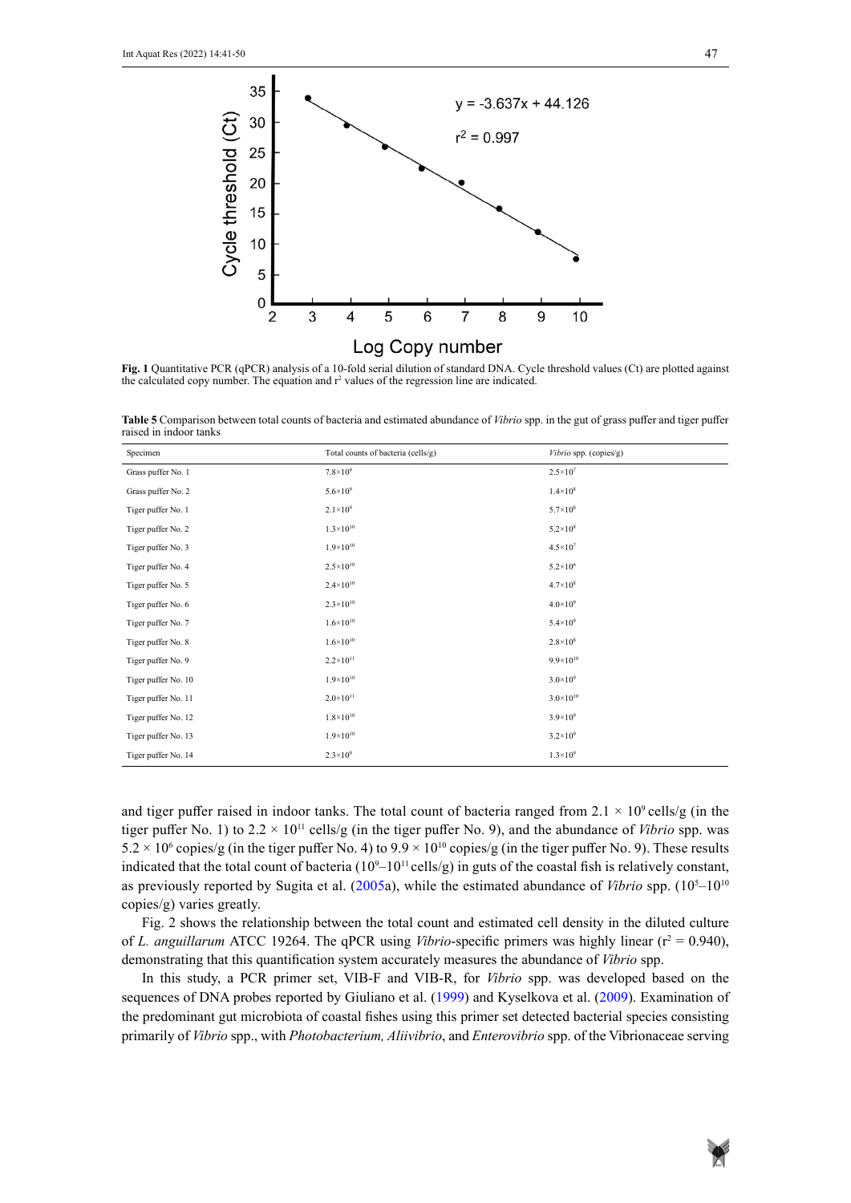y = -3.637x + 44.126

$r^2$ = 0.997

**Fig. 1** Quantitative PCR (qPCR) analysis of a 10-fold serial dilution of standard DNA. Cycle threshold values (Ct) are plotted against the calculated copy number. The equation and $r^2$ values of the regression line are indicated.

**Table 5** Comparison between total counts of bacteria and estimated abundance of *Vibrio* spp. in the gut of grass puffer and tiger puffer raised in indoor tanks

| Specimen | Total counts of bacteria (cells/g) | *Vibrio* spp. (copies/g) |
|---|---|---|
| Grass puffer No. 1 | $7.8\times10^{9}$ | $2.5\times10^{7}$ |
| Grass puffer No. 2 | $5.6\times10^{9}$ | $1.4\times10^{8}$ |
| Tiger puffer No. 1 | $2.1\times10^{9}$ | $5.7\times10^{8}$ |
| Tiger puffer No. 2 | $1.3\times10^{10}$ | $5.2\times10^{8}$ |
| Tiger puffer No. 3 | $1.9\times10^{10}$ | $4.5\times10^{7}$ |
| Tiger puffer No. 4 | $2.5\times10^{10}$ | $5.2\times10^{6}$ |
| Tiger puffer No. 5 | $2.4\times10^{10}$ | $4.7\times10^{8}$ |
| Tiger puffer No. 6 | $2.3\times10^{10}$ | $4.0\times10^{9}$ |
| Tiger puffer No. 7 | $1.6\times10^{10}$ | $5.4\times10^{9}$ |
| Tiger puffer No. 8 | $1.6\times10^{10}$ | $2.8\times10^{8}$ |
| Tiger puffer No. 9 | $2.2\times10^{11}$ | $9.9\times10^{10}$ |
| Tiger puffer No. 10 | $1.9\times10^{10}$ | $3.0\times10^{9}$ |
| Tiger puffer No. 11 | $2.0\times10^{11}$ | $3.0\times10^{10}$ |
| Tiger puffer No. 12 | $1.8\times10^{10}$ | $3.9\times10^{9}$ |
| Tiger puffer No. 13 | $1.9\times10^{10}$ | $3.2\times10^{9}$ |
| Tiger puffer No. 14 | $2.3\times10^{9}$ | $1.3\times10^{9}$ |

and tiger puffer raised in indoor tanks. The total count of bacteria ranged from $2.1 \times 10^{9}$ cells/g (in the tiger puffer No. 1) to $2.2 \times 10^{11}$ cells/g (in the tiger puffer No. 9), and the abundance of *Vibrio* spp. was $5.2 \times 10^{6}$ copies/g (in the tiger puffer No. 4) to $9.9 \times 10^{10}$ copies/g (in the tiger puffer No. 9). These results indicated that the total count of bacteria ($10^{9}$–$10^{11}$ cells/g) in guts of the coastal fish is relatively constant, as previously reported by Sugita et al. (2005a), while the estimated abundance of *Vibrio* spp. ($10^{5}$–$10^{10}$ copies/g) varies greatly.

Fig. 2 shows the relationship between the total count and estimated cell density in the diluted culture of *L. anguillarum* ATCC 19264. The qPCR using *Vibrio*-specific primers was highly linear ($r^2$ = 0.940), demonstrating that this quantification system accurately measures the abundance of *Vibrio* spp.

In this study, a PCR primer set, VIB-F and VIB-R, for *Vibrio* spp. was developed based on the sequences of DNA probes reported by Giuliano et al. (1999) and Kyselkova et al. (2009). Examination of the predominant gut microbiota of coastal fishes using this primer set detected bacterial species consisting primarily of *Vibrio* spp., with *Photobacterium, Aliivibrio*, and *Enterovibrio* spp. of the Vibrionaceae serving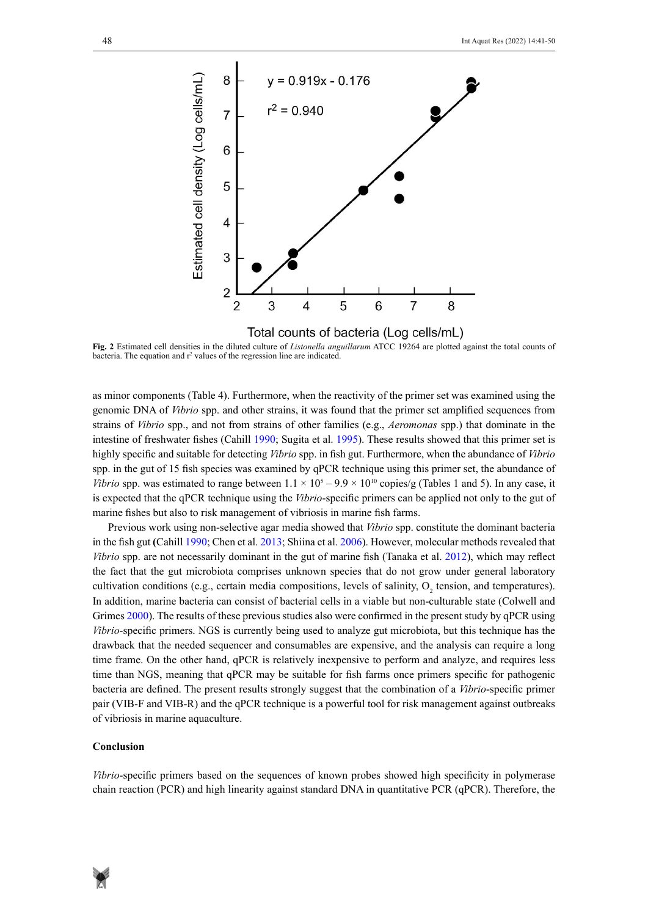Fig. 2 Estimated cell densities in the diluted culture of *Listonella anguillarum* ATCC 19264 are plotted against the total counts of bacteria. The equation and $r^2$ values of the regression line are indicated.

as minor components (Table 4). Furthermore, when the reactivity of the primer set was examined using the genomic DNA of *Vibrio* spp. and other strains, it was found that the primer set amplified sequences from strains of *Vibrio* spp., and not from strains of other families (e.g., *Aeromonas* spp.) that dominate in the intestine of freshwater fishes (Cahill 1990; Sugita et al. 1995). These results showed that this primer set is highly specific and suitable for detecting *Vibrio* spp. in fish gut. Furthermore, when the abundance of *Vibrio* spp. in the gut of 15 fish species was examined by qPCR technique using this primer set, the abundance of *Vibrio* spp. was estimated to range between $1.1 \times 10^5 – 9.9 \times 10^{10}$ copies/g (Tables 1 and 5). In any case, it is expected that the qPCR technique using the *Vibrio*-specific primers can be applied not only to the gut of marine fishes but also to risk management of vibriosis in marine fish farms.

Previous work using non-selective agar media showed that *Vibrio* spp. constitute the dominant bacteria in the fish gut (Cahill 1990; Chen et al. 2013; Shiina et al. 2006). However, molecular methods revealed that *Vibrio* spp. are not necessarily dominant in the gut of marine fish (Tanaka et al. 2012), which may reflect the fact that the gut microbiota comprises unknown species that do not grow under general laboratory cultivation conditions (e.g., certain media compositions, levels of salinity, $O_2$ tension, and temperatures). In addition, marine bacteria can consist of bacterial cells in a viable but non-culturable state (Colwell and Grimes 2000). The results of these previous studies also were confirmed in the present study by qPCR using *Vibrio*-specific primers. NGS is currently being used to analyze gut microbiota, but this technique has the drawback that the needed sequencer and consumables are expensive, and the analysis can require a long time frame. On the other hand, qPCR is relatively inexpensive to perform and analyze, and requires less time than NGS, meaning that qPCR may be suitable for fish farms once primers specific for pathogenic bacteria are defined. The present results strongly suggest that the combination of a *Vibrio*-specific primer pair (VIB-F and VIB-R) and the qPCR technique is a powerful tool for risk management against outbreaks of vibriosis in marine aquaculture.

## Conclusion

*Vibrio*-specific primers based on the sequences of known probes showed high specificity in polymerase chain reaction (PCR) and high linearity against standard DNA in quantitative PCR (qPCR). Therefore, the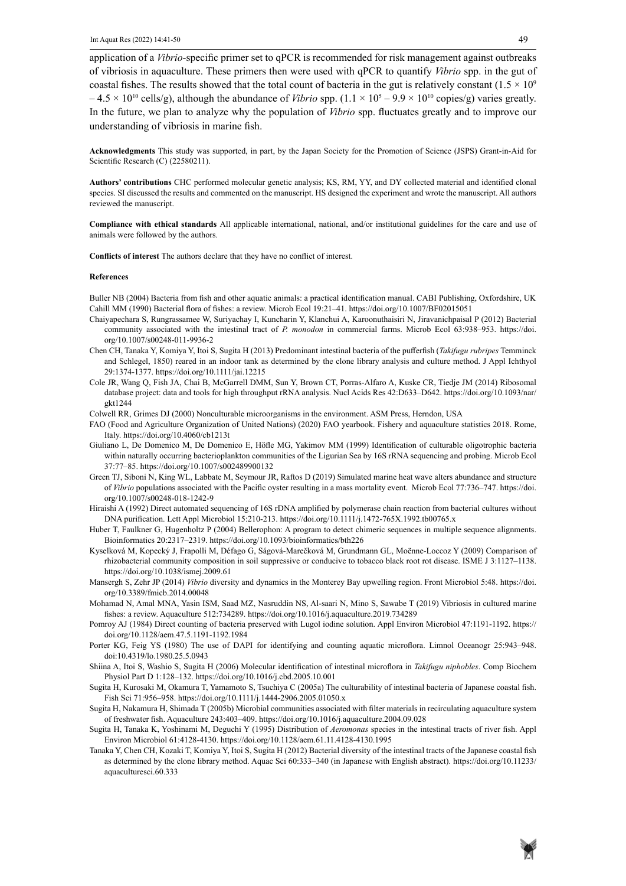application of a *Vibrio*-specific primer set to qPCR is recommended for risk management against outbreaks of vibriosis in aquaculture. These primers then were used with qPCR to quantify *Vibrio* spp. in the gut of coastal fishes. The results showed that the total count of bacteria in the gut is relatively constant ($1.5 \times 10^9 - 4.5 \times 10^{10}$ cells/g), although the abundance of *Vibrio* spp. ($1.1 \times 10^5 - 9.9 \times 10^{10}$ copies/g) varies greatly. In the future, we plan to analyze why the population of *Vibrio* spp. fluctuates greatly and to improve our understanding of vibriosis in marine fish.

**Acknowledgments** This study was supported, in part, by the Japan Society for the Promotion of Science (JSPS) Grant-in-Aid for Scientific Research (C) (22580211).

**Authors' contributions** CHC performed molecular genetic analysis; KS, RM, YY, and DY collected material and identified clonal species. SI discussed the results and commented on the manuscript. HS designed the experiment and wrote the manuscript. All authors reviewed the manuscript.

**Compliance with ethical standards** All applicable international, national, and/or institutional guidelines for the care and use of animals were followed by the authors.

**Conflicts of interest** The authors declare that they have no conflict of interest.

**References**

Buller NB (2004) Bacteria from fish and other aquatic animals: a practical identification manual. CABI Publishing, Oxfordshire, UK

Cahill MM (1990) Bacterial flora of fishes: a review. Microb Ecol 19:21–41. https://doi.org/10.1007/BF02015051

Chaiyapechara S, Rungrassamee W, Suriyachay I, Kuncharin Y, Klanchui A, Karoonuthaisiri N, Jiravanichpaisal P (2012) Bacterial community associated with the intestinal tract of *P. monodon* in commercial farms. Microb Ecol 63:938–953. https://doi.org/10.1007/s00248-011-9936-2

Chen CH, Tanaka Y, Komiya Y, Itoi S, Sugita H (2013) Predominant intestinal bacteria of the pufferfish (*Takifugu rubripes* Temminck and Schlegel, 1850) reared in an indoor tank as determined by the clone library analysis and culture method. J Appl Ichthyol 29:1374-1377. https://doi.org/10.1111/jai.12215

Cole JR, Wang Q, Fish JA, Chai B, McGarrell DMM, Sun Y, Brown CT, Porras-Alfaro A, Kuske CR, Tiedje JM (2014) Ribosomal database project: data and tools for high throughput rRNA analysis. Nucl Acids Res 42:D633–D642. https://doi.org/10.1093/nar/gkt1244

Colwell RR, Grimes DJ (2000) Nonculturable microorganisms in the environment. ASM Press, Herndon, USA

FAO (Food and Agriculture Organization of United Nations) (2020) FAO yearbook. Fishery and aquaculture statistics 2018. Rome, Italy. https://doi.org/10.4060/cb1213t

Giuliano L, De Domenico M, De Domenico E, Höfle MG, Yakimov MM (1999) Identification of culturable oligotrophic bacteria within naturally occurring bacterioplankton communities of the Ligurian Sea by 16S rRNA sequencing and probing. Microb Ecol 37:77–85. https://doi.org/10.1007/s002489900132

Green TJ, Siboni N, King WL, Labbate M, Seymour JR, Raftos D (2019) Simulated marine heat wave alters abundance and structure of *Vibrio* populations associated with the Pacific oyster resulting in a mass mortality event. Microb Ecol 77:736–747. https://doi.org/10.1007/s00248-018-1242-9

Hiraishi A (1992) Direct automated sequencing of 16S rDNA amplified by polymerase chain reaction from bacterial cultures without DNA purification. Lett Appl Microbiol 15:210-213. https://doi.org/10.1111/j.1472-765X.1992.tb00765.x

Huber T, Faulkner G, Hugenholtz P (2004) Bellerophon: A program to detect chimeric sequences in multiple sequence alignments. Bioinformatics 20:2317–2319. https://doi.org/10.1093/bioinformatics/bth226

Kyselková M, Kopecký J, Frapolli M, Défago G, Ságová-Marečková M, Grundmann GL, Moënne-Loccoz Y (2009) Comparison of rhizobacterial community composition in soil suppressive or conducive to tobacco black root rot disease. ISME J 3:1127–1138. https://doi.org/10.1038/ismej.2009.61

Mansergh S, Zehr JP (2014) *Vibrio* diversity and dynamics in the Monterey Bay upwelling region. Front Microbiol 5:48. https://doi.org/10.3389/fmicb.2014.00048

Mohamad N, Amal MNA, Yasin ISM, Saad MZ, Nasruddin NS, Al-saari N, Mino S, Sawabe T (2019) Vibriosis in cultured marine fishes: a review. Aquaculture 512:734289. https://doi.org/10.1016/j.aquaculture.2019.734289

Pomroy AJ (1984) Direct counting of bacteria preserved with Lugol iodine solution. Appl Environ Microbiol 47:1191-1192. https://doi.org/10.1128/aem.47.5.1191-1192.1984

Porter KG, Feig YS (1980) The use of DAPI for identifying and counting aquatic microflora. Limnol Oceanogr 25:943–948. doi:10.4319/lo.1980.25.5.0943

Shiina A, Itoi S, Washio S, Sugita H (2006) Molecular identification of intestinal microflora in *Takifugu niphobles*. Comp Biochem Physiol Part D 1:128–132. https://doi.org/10.1016/j.cbd.2005.10.001

Sugita H, Kurosaki M, Okamura T, Yamamoto S, Tsuchiya C (2005a) The culturability of intestinal bacteria of Japanese coastal fish. Fish Sci 71:956–958. https://doi.org/10.1111/j.1444-2906.2005.01050.x

Sugita H, Nakamura H, Shimada T (2005b) Microbial communities associated with filter materials in recirculating aquaculture system of freshwater fish. Aquaculture 243:403–409. https://doi.org/10.1016/j.aquaculture.2004.09.028

Sugita H, Tanaka K, Yoshinami M, Deguchi Y (1995) Distribution of *Aeromonas* species in the intestinal tracts of river fish. Appl Environ Microbiol 61:4128-4130. https://doi.org/10.1128/aem.61.11.4128-4130.1995

Tanaka Y, Chen CH, Kozaki T, Komiya Y, Itoi S, Sugita H (2012) Bacterial diversity of the intestinal tracts of the Japanese coastal fish as determined by the clone library method. Aquac Sci 60:333–340 (in Japanese with English abstract). https://doi.org/10.11233/aquaculturesci.60.333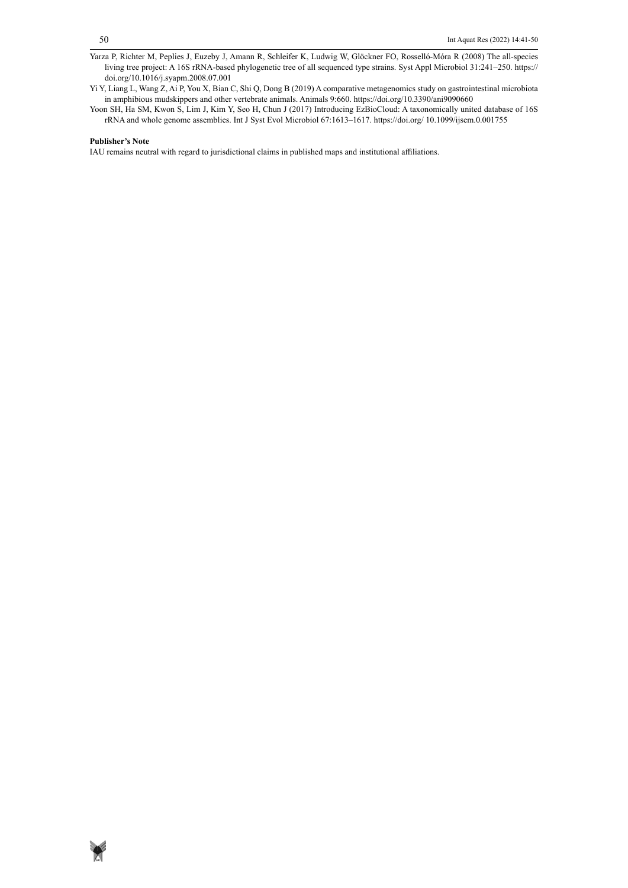Yarza P, Richter M, Peplies J, Euzeby J, Amann R, Schleifer K, Ludwig W, Glöckner FO, Rosselló-Móra R (2008) The all-species living tree project: A 16S rRNA-based phylogenetic tree of all sequenced type strains. Syst Appl Microbiol 31:241–250. https://doi.org/10.1016/j.syapm.2008.07.001

Yi Y, Liang L, Wang Z, Ai P, You X, Bian C, Shi Q, Dong B (2019) A comparative metagenomics study on gastrointestinal microbiota in amphibious mudskippers and other vertebrate animals. Animals 9:660. https://doi.org/10.3390/ani9090660

Yoon SH, Ha SM, Kwon S, Lim J, Kim Y, Seo H, Chun J (2017) Introducing EzBioCloud: A taxonomically united database of 16S rRNA and whole genome assemblies. Int J Syst Evol Microbiol 67:1613–1617. https://doi.org/ 10.1099/ijsem.0.001755

**Publisher's Note**

IAU remains neutral with regard to jurisdictional claims in published maps and institutional affiliations.